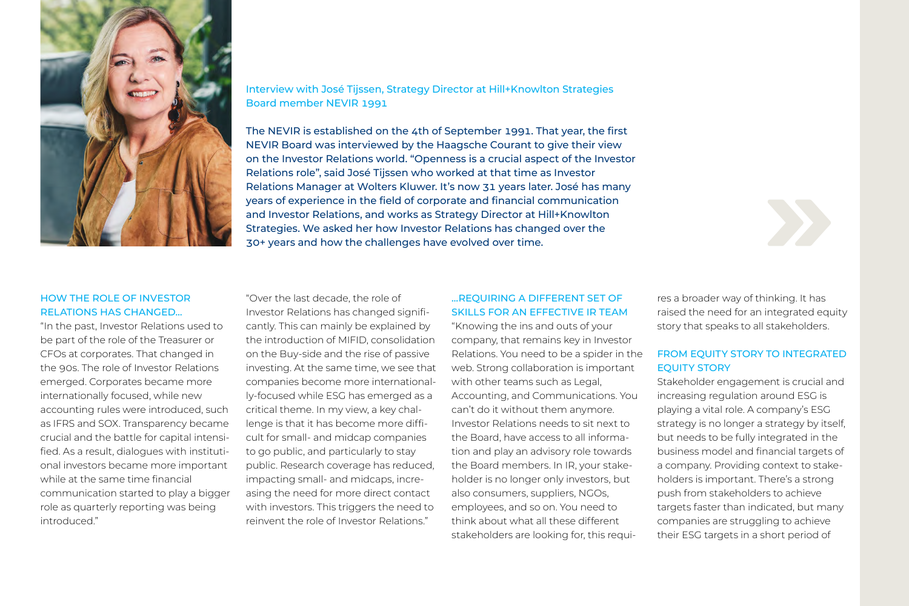Interview with José Tijssen, Strategy Director at Hill+Knowlton Strategies
Board member NEVIR 1991

**The NEVIR is established on the 4th of September 1991. That year, the first NEVIR Board was interviewed by the Haagsche Courant to give their view on the Investor Relations world. "Openness is a crucial aspect of the Investor Relations role", said José Tijssen who worked at that time as Investor Relations Manager at Wolters Kluwer. It's now 31 years later. José has many years of experience in the field of corporate and financial communication and Investor Relations, and works as Strategy Director at Hill+Knowlton Strategies. We asked her how Investor Relations has changed over the 30+ years and how the challenges have evolved over time.**

## HOW THE ROLE OF INVESTOR RELATIONS HAS CHANGED…

"In the past, Investor Relations used to be part of the role of the Treasurer or CFOs at corporates. That changed in the 90s. The role of Investor Relations emerged. Corporates became more internationally focused, while new accounting rules were introduced, such as IFRS and SOX. Transparency became crucial and the battle for capital intensified. As a result, dialogues with institutional investors became more important while at the same time financial communication started to play a bigger role as quarterly reporting was being introduced."

"Over the last decade, the role of Investor Relations has changed significantly. This can mainly be explained by the introduction of MIFID, consolidation on the Buy-side and the rise of passive investing. At the same time, we see that companies become more internationally-focused while ESG has emerged as a critical theme. In my view, a key challenge is that it has become more difficult for small- and midcap companies to go public, and particularly to stay public. Research coverage has reduced, impacting small- and midcaps, increasing the need for more direct contact with investors. This triggers the need to reinvent the role of Investor Relations."

## …REQUIRING A DIFFERENT SET OF SKILLS FOR AN EFFECTIVE IR TEAM

"Knowing the ins and outs of your company, that remains key in Investor Relations. You need to be a spider in the web. Strong collaboration is important with other teams such as Legal, Accounting, and Communications. You can't do it without them anymore. Investor Relations needs to sit next to the Board, have access to all information and play an advisory role towards the Board members. In IR, your stakeholder is no longer only investors, but also consumers, suppliers, NGOs, employees, and so on. You need to think about what all these different stakeholders are looking for, this requires a broader way of thinking. It has raised the need for an integrated equity story that speaks to all stakeholders.

## FROM EQUITY STORY TO INTEGRATED EQUITY STORY

Stakeholder engagement is crucial and increasing regulation around ESG is playing a vital role. A company's ESG strategy is no longer a strategy by itself, but needs to be fully integrated in the business model and financial targets of a company. Providing context to stakeholders is important. There's a strong push from stakeholders to achieve targets faster than indicated, but many companies are struggling to achieve their ESG targets in a short period of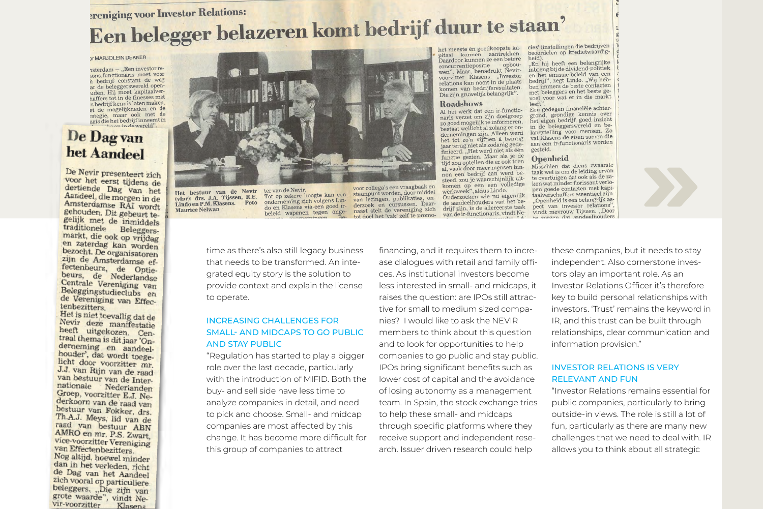time as there's also still legacy business that needs to be transformed. An integrated equity story is the solution to provide context and explain the license to operate.

## INCREASING CHALLENGES FOR SMALL- AND MIDCAPS TO GO PUBLIC AND STAY PUBLIC

"Regulation has started to play a bigger role over the last decade, particularly with the introduction of MIFID. Both the buy- and sell side have less time to analyze companies in detail, and need to pick and choose. Small- and midcap companies are most affected by this change. It has become more difficult for this group of companies to attract financing, and it requires them to increase dialogues with retail and family offices. As institutional investors become less interested in small- and midcaps, it raises the question: are IPOs still attractive for small to medium sized companies? I would like to ask the NEVIR members to think about this question and to look for opportunities to help companies to go public and stay public. IPOs bring significant benefits such as lower cost of capital and the avoidance of losing autonomy as a management team. In Spain, the stock exchange tries to help these small- and midcaps through specific platforms where they receive support and independent research. Issuer driven research could help these companies, but it needs to stay independent. Also cornerstone investors play an important role. As an Investor Relations Officer it's therefore key to build personal relationships with investors. 'Trust' remains the keyword in IR, and this trust can be built through relationships, clear communication and information provision."

## INVESTOR RELATIONS IS VERY RELEVANT AND FUN

"Investor Relations remains essential for public companies, particularly to bring outside-in views. The role is still a lot of fun, particularly as there are many new challenges that we need to deal with. IR allows you to think about all strategic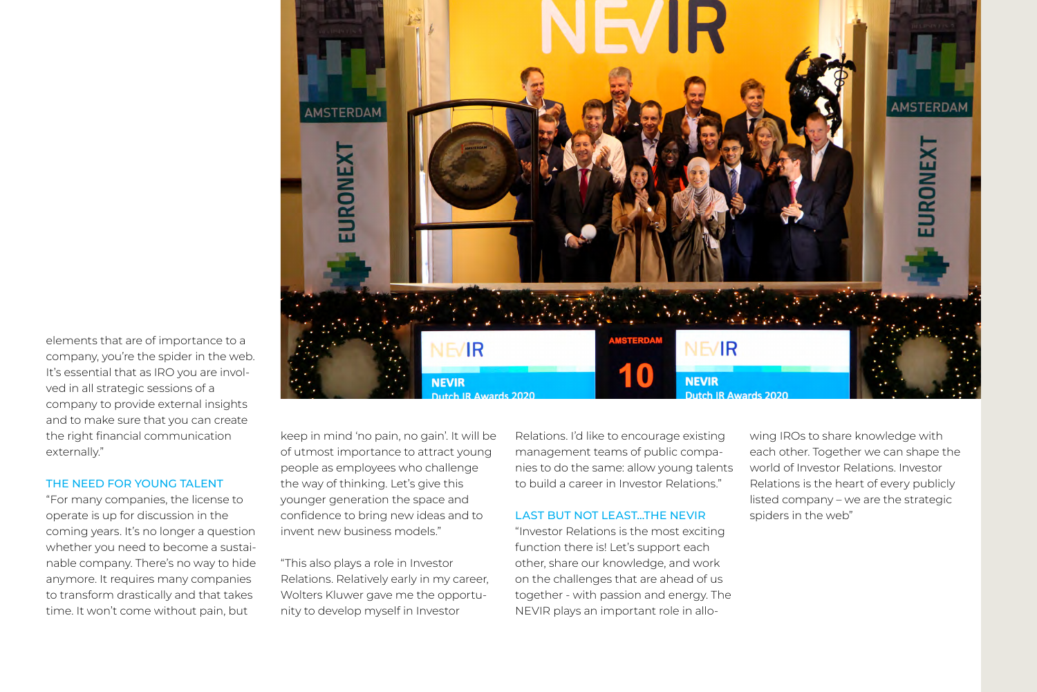elements that are of importance to a company, you're the spider in the web. It's essential that as IRO you are involved in all strategic sessions of a company to provide external insights and to make sure that you can create the right financial communication externally."

## THE NEED FOR YOUNG TALENT

"For many companies, the license to operate is up for discussion in the coming years. It's no longer a question whether you need to become a sustainable company. There's no way to hide anymore. It requires many companies to transform drastically and that takes time. It won't come without pain, but keep in mind 'no pain, no gain'. It will be of utmost importance to attract young people as employees who challenge the way of thinking. Let's give this younger generation the space and confidence to bring new ideas and to invent new business models."

"This also plays a role in Investor Relations. Relatively early in my career, Wolters Kluwer gave me the opportunity to develop myself in Investor Relations. I'd like to encourage existing management teams of public companies to do the same: allow young talents to build a career in Investor Relations."

## LAST BUT NOT LEAST...THE NEVIR

"Investor Relations is the most exciting function there is! Let's support each other, share our knowledge, and work on the challenges that are ahead of us together - with passion and energy. The NEVIR plays an important role in allowing IROs to share knowledge with each other. Together we can shape the world of Investor Relations. Investor Relations is the heart of every publicly listed company – we are the strategic spiders in the web"